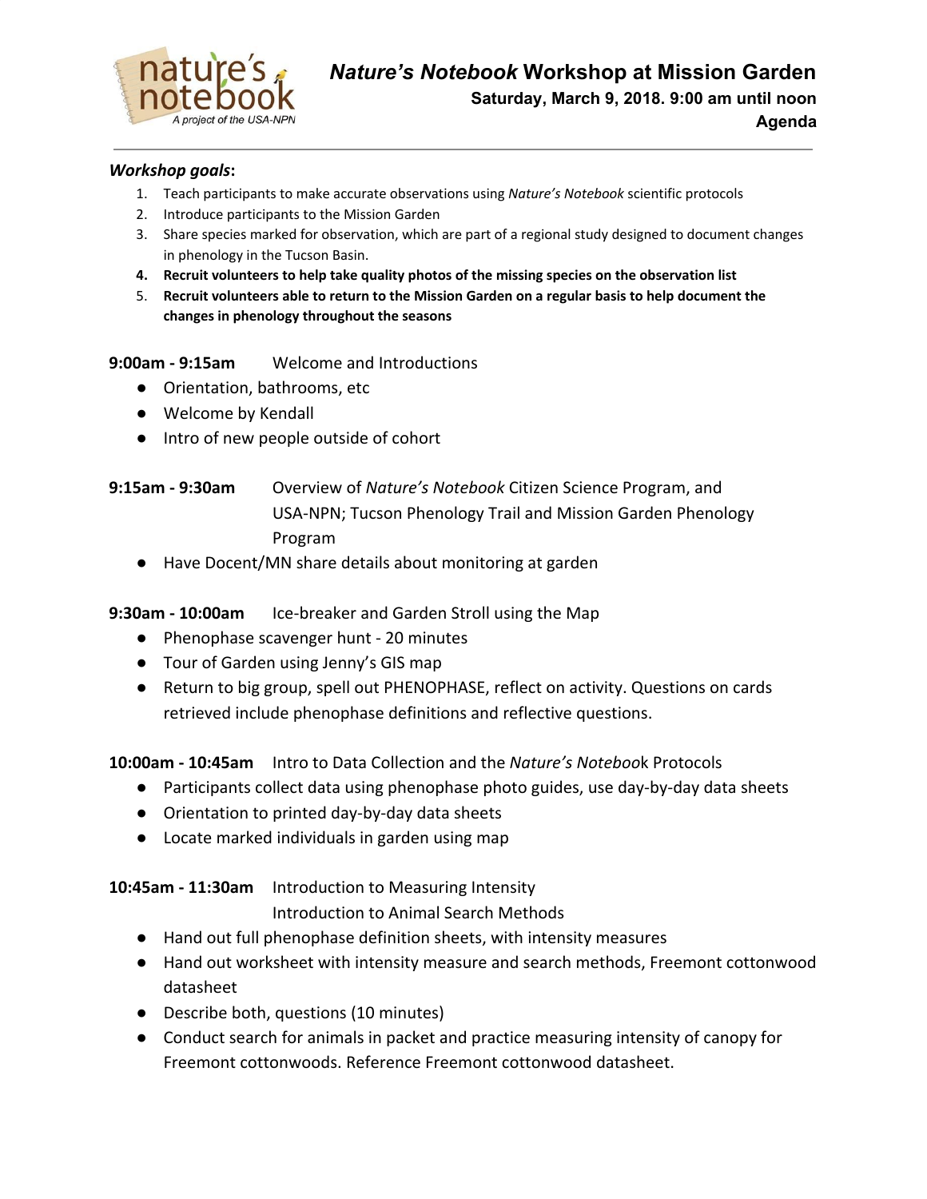nature's notebook
*A project of the USA-NPN*

# ***Nature's Notebook*** **Workshop at Mission Garden**

**Saturday, March 9, 2018. 9:00 am until noon**

**Agenda**

---

***Workshop goals*****:**

1. Teach participants to make accurate observations using *Nature's Notebook* scientific protocols
2. Introduce participants to the Mission Garden
3. Share species marked for observation, which are part of a regional study designed to document changes in phenology in the Tucson Basin.
4. **Recruit volunteers to help take quality photos of the missing species on the observation list**
5. **Recruit volunteers able to return to the Mission Garden on a regular basis to help document the changes in phenology throughout the seasons**

**9:00am - 9:15am** Welcome and Introductions

- Orientation, bathrooms, etc
- Welcome by Kendall
- Intro of new people outside of cohort

**9:15am - 9:30am** Overview of *Nature's Notebook* Citizen Science Program, and USA-NPN; Tucson Phenology Trail and Mission Garden Phenology Program

- Have Docent/MN share details about monitoring at garden

**9:30am - 10:00am** Ice-breaker and Garden Stroll using the Map

- Phenophase scavenger hunt - 20 minutes
- Tour of Garden using Jenny's GIS map
- Return to big group, spell out PHENOPHASE, reflect on activity. Questions on cards retrieved include phenophase definitions and reflective questions.

**10:00am - 10:45am** Intro to Data Collection and the *Nature's Noteboo*k Protocols

- Participants collect data using phenophase photo guides, use day-by-day data sheets
- Orientation to printed day-by-day data sheets
- Locate marked individuals in garden using map

**10:45am - 11:30am** Introduction to Measuring Intensity
Introduction to Animal Search Methods

- Hand out full phenophase definition sheets, with intensity measures
- Hand out worksheet with intensity measure and search methods, Freemont cottonwood datasheet
- Describe both, questions (10 minutes)
- Conduct search for animals in packet and practice measuring intensity of canopy for Freemont cottonwoods. Reference Freemont cottonwood datasheet.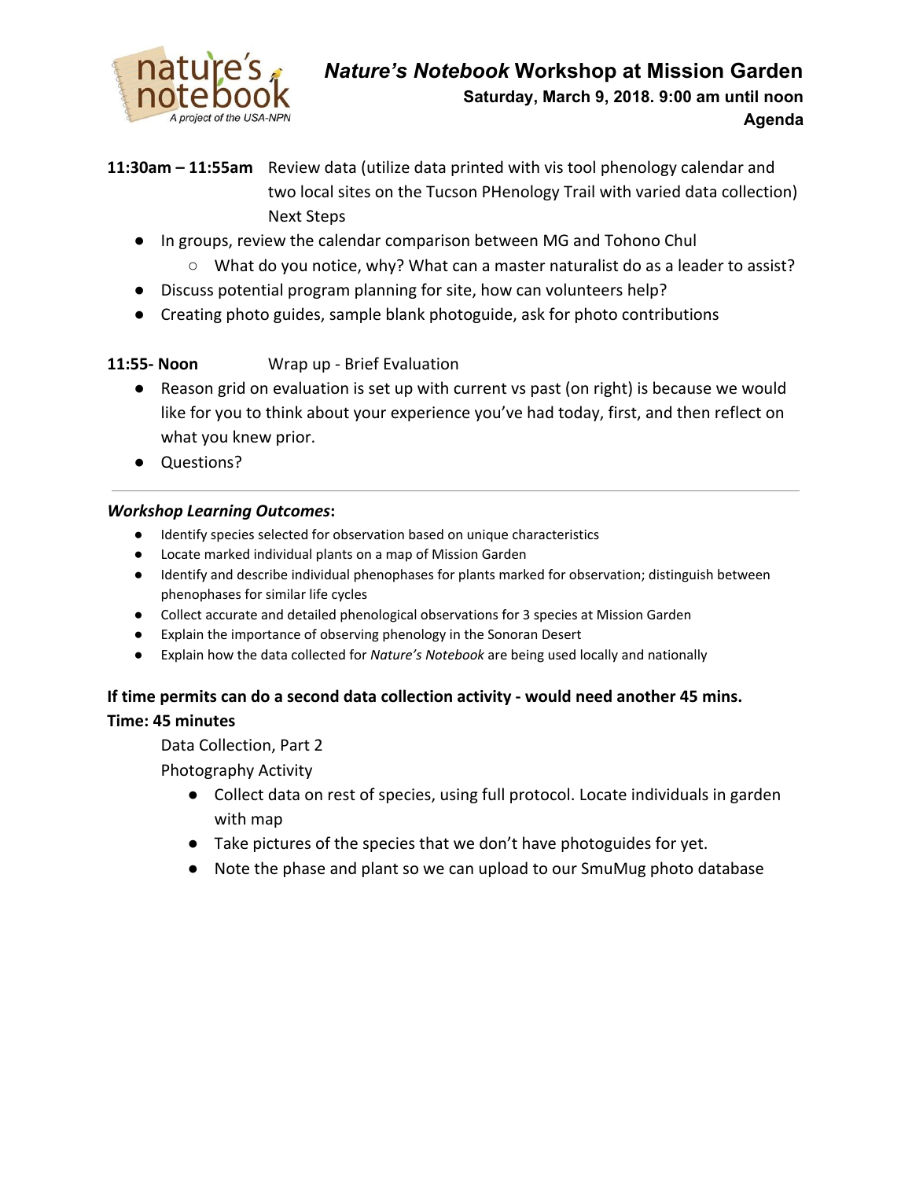# *Nature's Notebook* Workshop at Mission Garden

**Saturday, March 9, 2018. 9:00 am until noon**

**Agenda**

**11:30am – 11:55am** Review data (utilize data printed with vis tool phenology calendar and two local sites on the Tucson PHenology Trail with varied data collection) Next Steps

- In groups, review the calendar comparison between MG and Tohono Chul
  - What do you notice, why? What can a master naturalist do as a leader to assist?
- Discuss potential program planning for site, how can volunteers help?
- Creating photo guides, sample blank photoguide, ask for photo contributions

**11:55- Noon** Wrap up - Brief Evaluation

- Reason grid on evaluation is set up with current vs past (on right) is because we would like for you to think about your experience you've had today, first, and then reflect on what you knew prior.
- Questions?

---

***Workshop Learning Outcomes*:**

- Identify species selected for observation based on unique characteristics
- Locate marked individual plants on a map of Mission Garden
- Identify and describe individual phenophases for plants marked for observation; distinguish between phenophases for similar life cycles
- Collect accurate and detailed phenological observations for 3 species at Mission Garden
- Explain the importance of observing phenology in the Sonoran Desert
- Explain how the data collected for *Nature's Notebook* are being used locally and nationally

**If time permits can do a second data collection activity - would need another 45 mins.**
**Time: 45 minutes**

Data Collection, Part 2

Photography Activity

- Collect data on rest of species, using full protocol. Locate individuals in garden with map
- Take pictures of the species that we don't have photoguides for yet.
- Note the phase and plant so we can upload to our SmuMug photo database